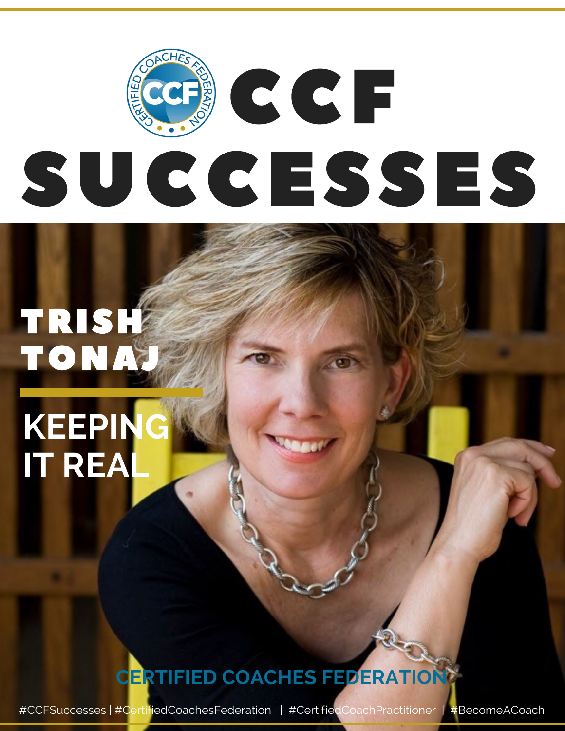# CCF SUCCESSES

## TRISH TONAJ

## KEEPING IT REAL

CERTIFIED COACHES FEDERATION

#CCFSuccesses | #CertifiedCoachesFederation | #CertifiedCoachPractitioner | #BecomeACoach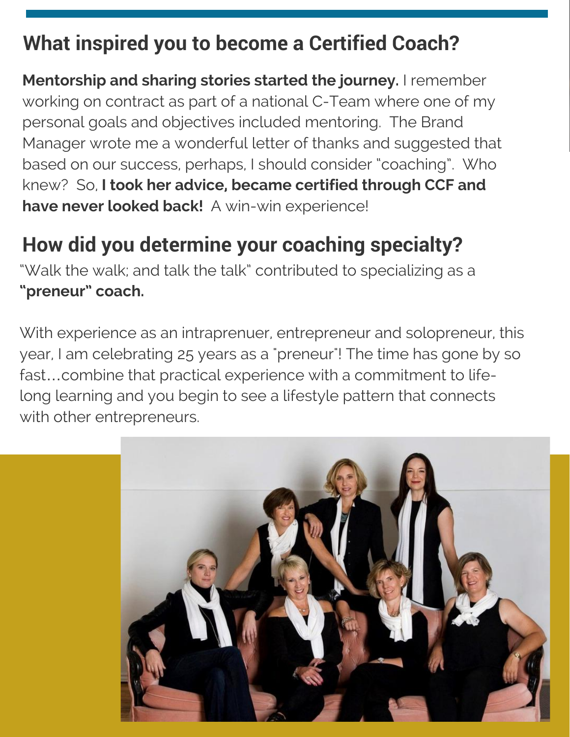## What inspired you to become a Certified Coach?

**Mentorship and sharing stories started the journey.** I remember working on contract as part of a national C-Team where one of my personal goals and objectives included mentoring. The Brand Manager wrote me a wonderful letter of thanks and suggested that based on our success, perhaps, I should consider "coaching". Who knew? So, **I took her advice, became certified through CCF and have never looked back!** A win-win experience!

## How did you determine your coaching specialty?

"Walk the walk; and talk the talk" contributed to specializing as a **"preneur" coach.**

With experience as an intraprenuer, entrepreneur and solopreneur, this year, I am celebrating 25 years as a "preneur"! The time has gone by so fast…combine that practical experience with a commitment to life-long learning and you begin to see a lifestyle pattern that connects with other entrepreneurs.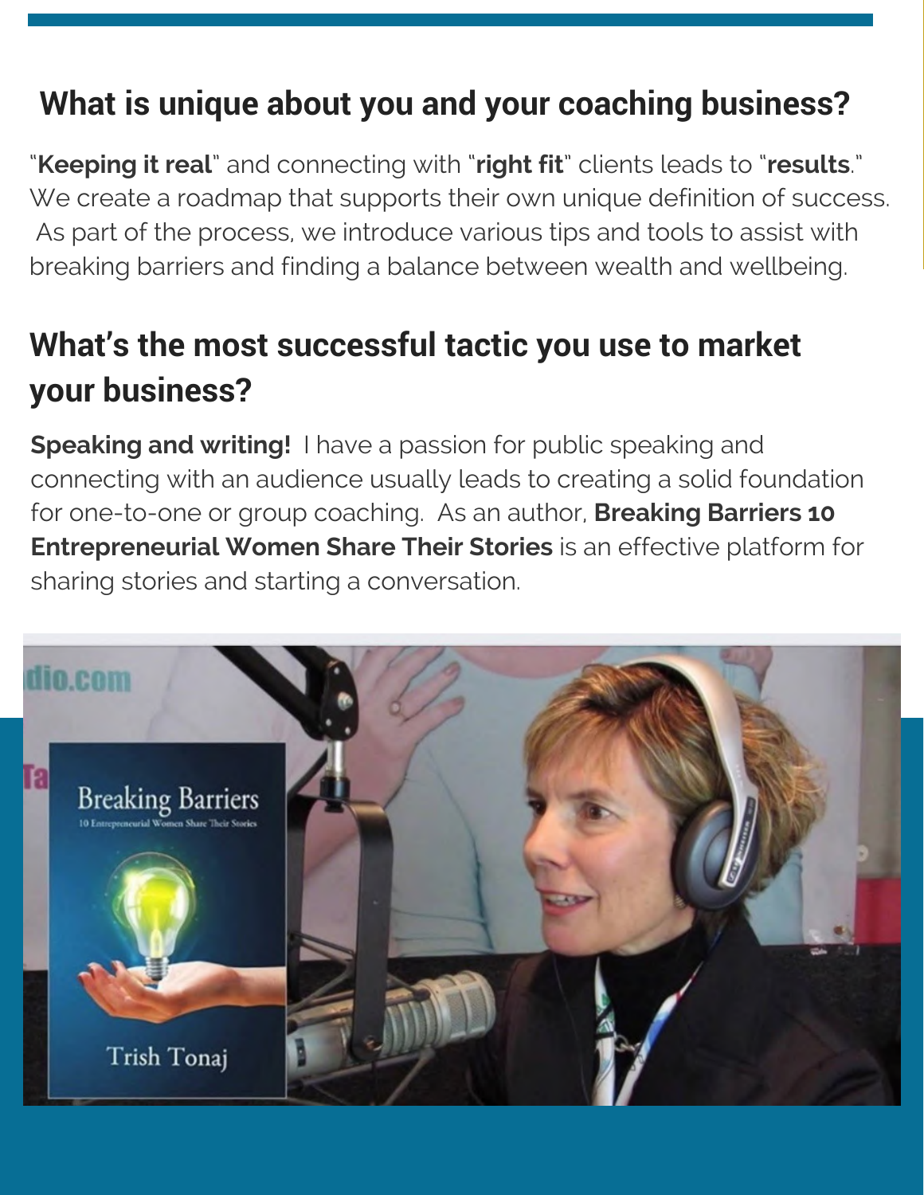## What is unique about you and your coaching business?

"**Keeping it real**" and connecting with "**right fit**" clients leads to "**results**." We create a roadmap that supports their own unique definition of success. As part of the process, we introduce various tips and tools to assist with breaking barriers and finding a balance between wealth and wellbeing.

## What's the most successful tactic you use to market your business?

**Speaking and writing!** I have a passion for public speaking and connecting with an audience usually leads to creating a solid foundation for one-to-one or group coaching. As an author, **Breaking Barriers 10 Entrepreneurial Women Share Their Stories** is an effective platform for sharing stories and starting a conversation.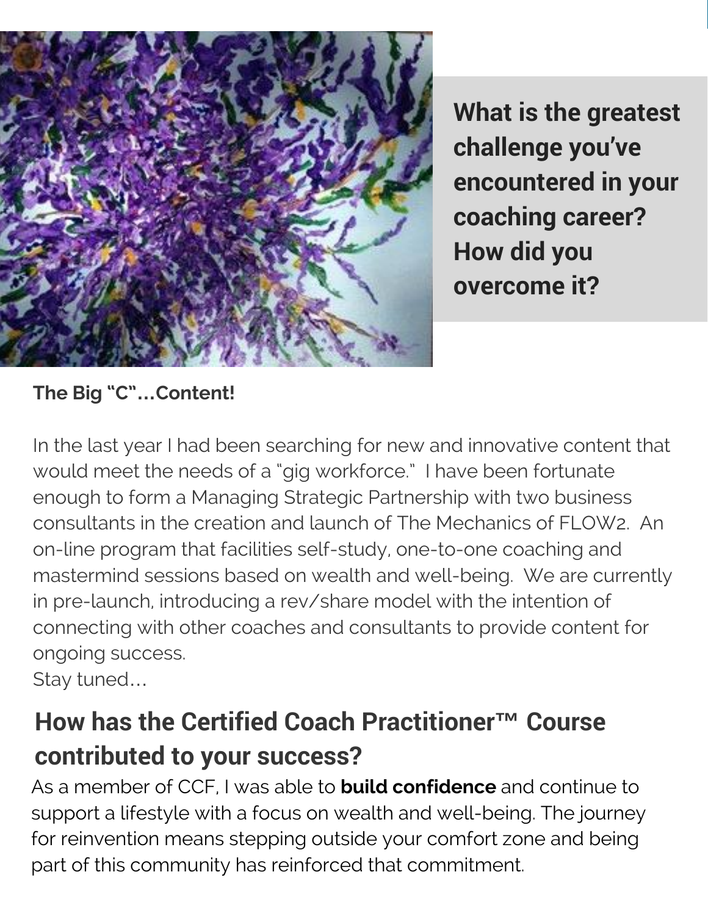## What is the greatest challenge you've encountered in your coaching career? How did you overcome it?

**The Big "C"…Content!**

In the last year I had been searching for new and innovative content that would meet the needs of a "gig workforce." I have been fortunate enough to form a Managing Strategic Partnership with two business consultants in the creation and launch of The Mechanics of FLOW2. An on-line program that facilities self-study, one-to-one coaching and mastermind sessions based on wealth and well-being. We are currently in pre-launch, introducing a rev/share model with the intention of connecting with other coaches and consultants to provide content for ongoing success.
Stay tuned…

## How has the Certified Coach Practitioner™ Course contributed to your success?

As a member of CCF, I was able to **build confidence** and continue to support a lifestyle with a focus on wealth and well-being. The journey for reinvention means stepping outside your comfort zone and being part of this community has reinforced that commitment.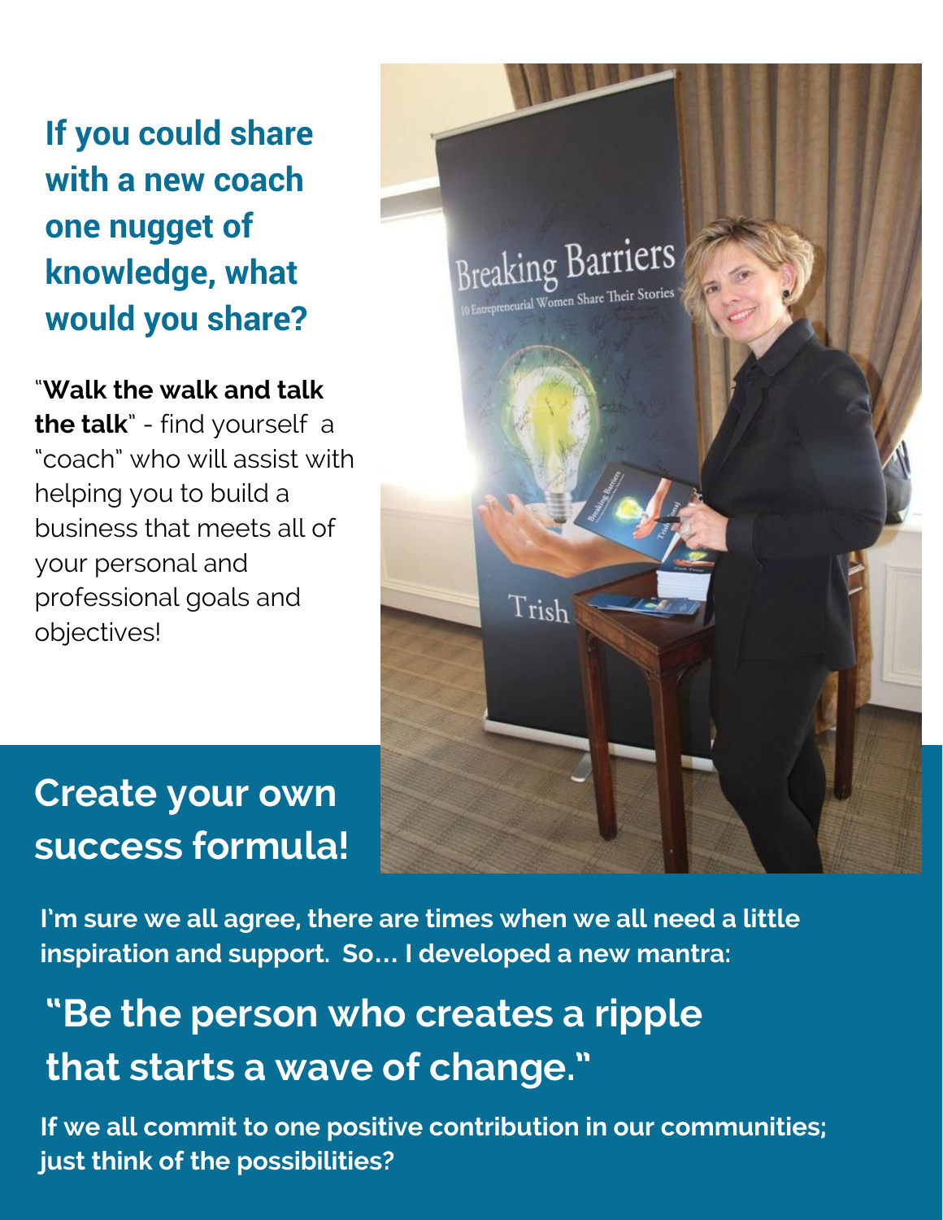## If you could share with a new coach one nugget of knowledge, what would you share?

"**Walk the walk and talk the talk**" - find yourself a "coach" who will assist with helping you to build a business that meets all of your personal and professional goals and objectives!

## Create your own success formula!

**I'm sure we all agree, there are times when we all need a little inspiration and support. So… I developed a new mantra:**

## "Be the person who creates a ripple that starts a wave of change."

**If we all commit to one positive contribution in our communities; just think of the possibilities?**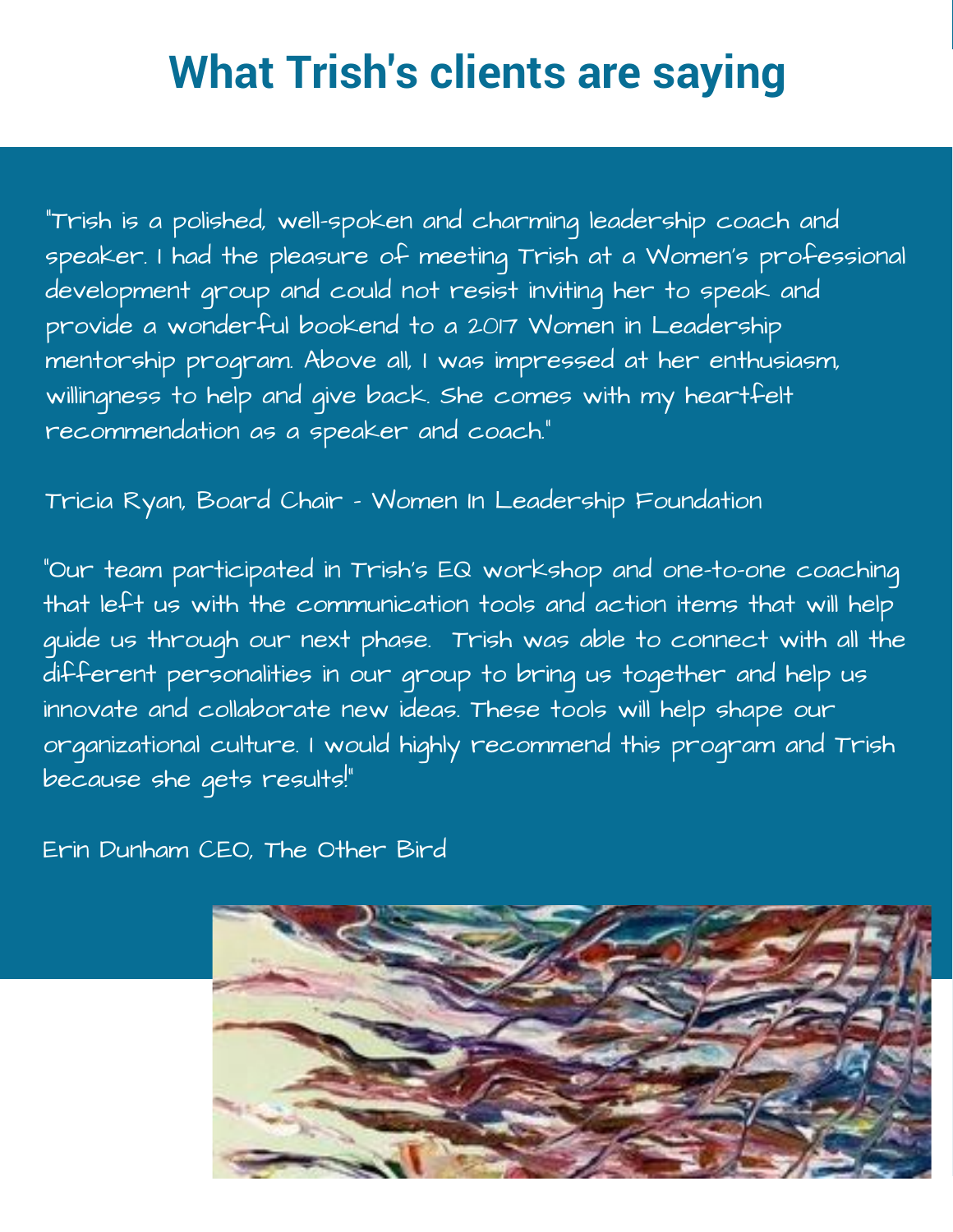# What Trish's clients are saying

"Trish is a polished, well-spoken and charming leadership coach and speaker. I had the pleasure of meeting Trish at a Women's professional development group and could not resist inviting her to speak and provide a wonderful bookend to a 2017 Women in Leadership mentorship program. Above all, I was impressed at her enthusiasm, willingness to help and give back. She comes with my heartfelt recommendation as a speaker and coach."

Tricia Ryan, Board Chair - Women In Leadership Foundation

"Our team participated in Trish's EQ workshop and one-to-one coaching that left us with the communication tools and action items that will help guide us through our next phase. Trish was able to connect with all the different personalities in our group to bring us together and help us innovate and collaborate new ideas. These tools will help shape our organizational culture. I would highly recommend this program and Trish because she gets results!"

Erin Dunham CEO, The Other Bird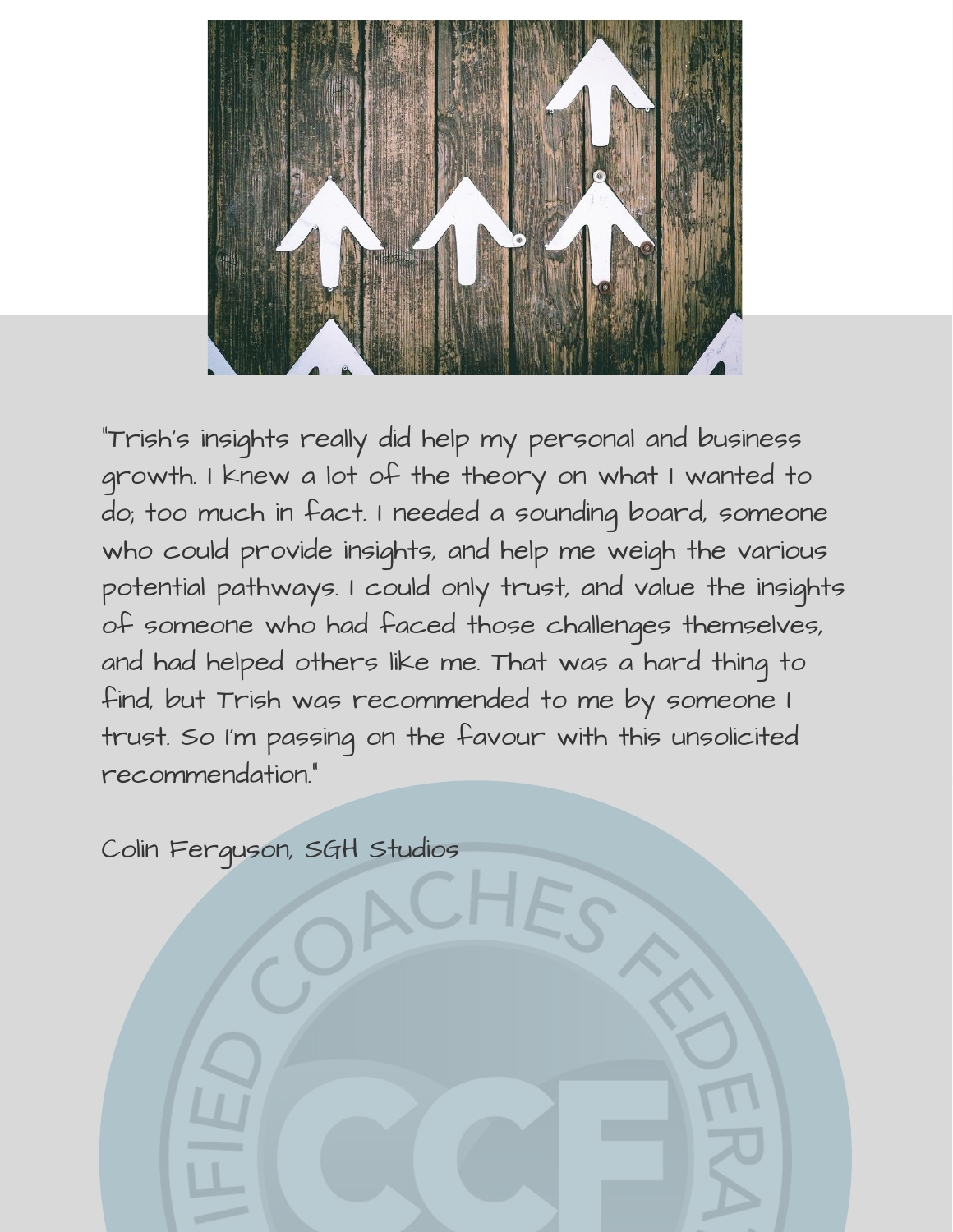"Trish's insights really did help my personal and business growth. I knew a lot of the theory on what I wanted to do; too much in fact. I needed a sounding board, someone who could provide insights, and help me weigh the various potential pathways. I could only trust, and value the insights of someone who had faced those challenges themselves, and had helped others like me. That was a hard thing to find, but Trish was recommended to me by someone I trust. So I'm passing on the favour with this unsolicited recommendation."

Colin Ferguson, SGH Studios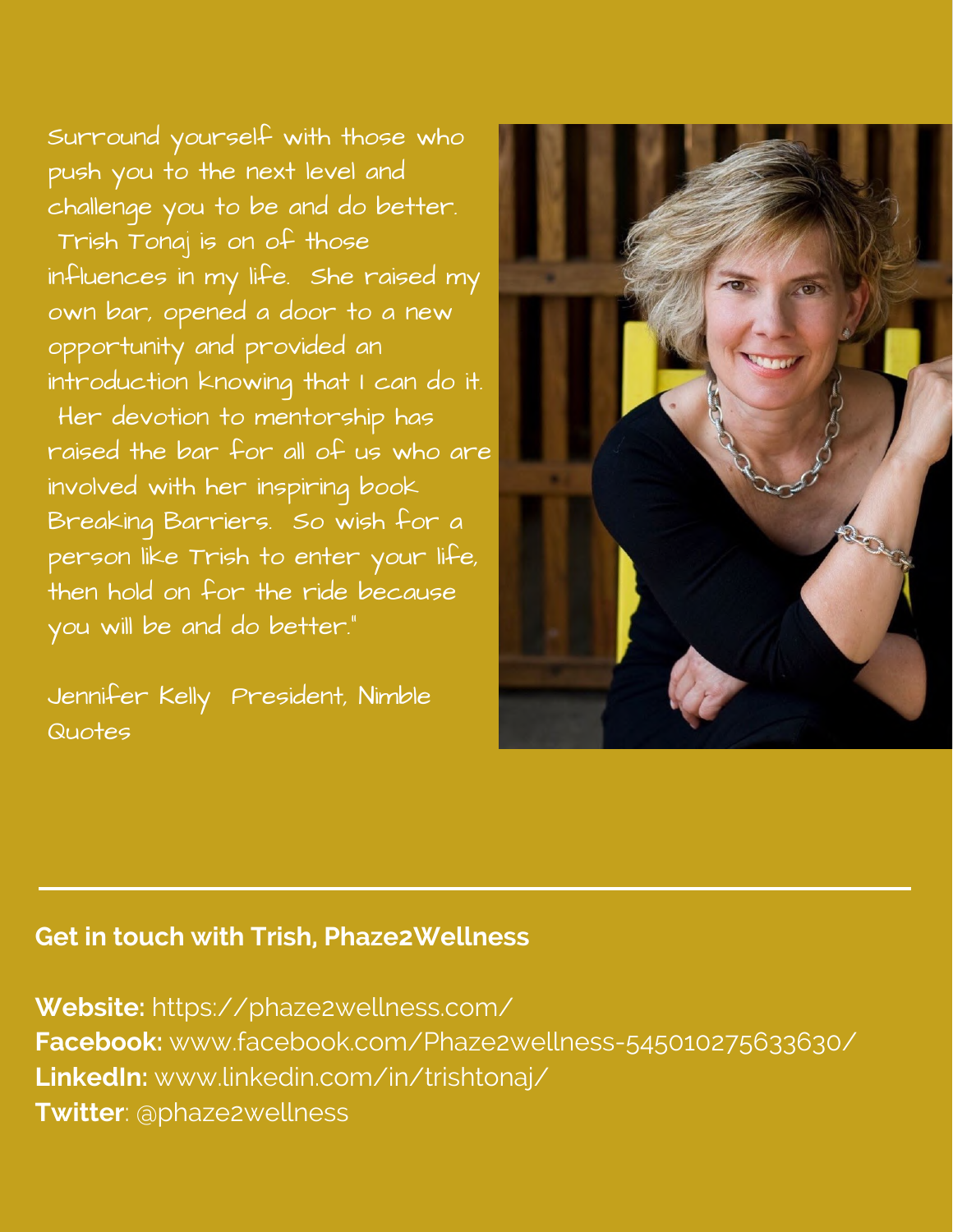Surround yourself with those who push you to the next level and challenge you to be and do better. Trish Tonaj is on of those influences in my life. She raised my own bar, opened a door to a new opportunity and provided an introduction knowing that I can do it. Her devotion to mentorship has raised the bar for all of us who are involved with her inspiring book Breaking Barriers. So wish for a person like Trish to enter your life, then hold on for the ride because you will be and do better."

Jennifer Kelly President, Nimble Quotes

---

**Get in touch with Trish, Phaze2Wellness**

**Website:** https://phaze2wellness.com/
**Facebook:** www.facebook.com/Phaze2wellness-545010275633630/
**LinkedIn:** www.linkedin.com/in/trishtonaj/
**Twitter**: @phaze2wellness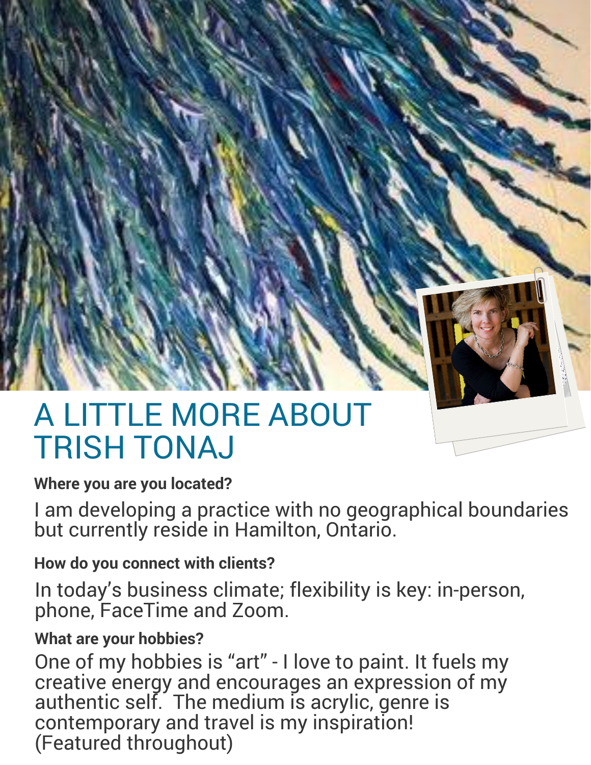# A LITTLE MORE ABOUT TRISH TONAJ

**Where you are you located?**

I am developing a practice with no geographical boundaries but currently reside in Hamilton, Ontario.

**How do you connect with clients?**

In today's business climate; flexibility is key: in-person, phone, FaceTime and Zoom.

**What are your hobbies?**

One of my hobbies is "art" - I love to paint. It fuels my creative energy and encourages an expression of my authentic self. The medium is acrylic, genre is contemporary and travel is my inspiration! (Featured throughout)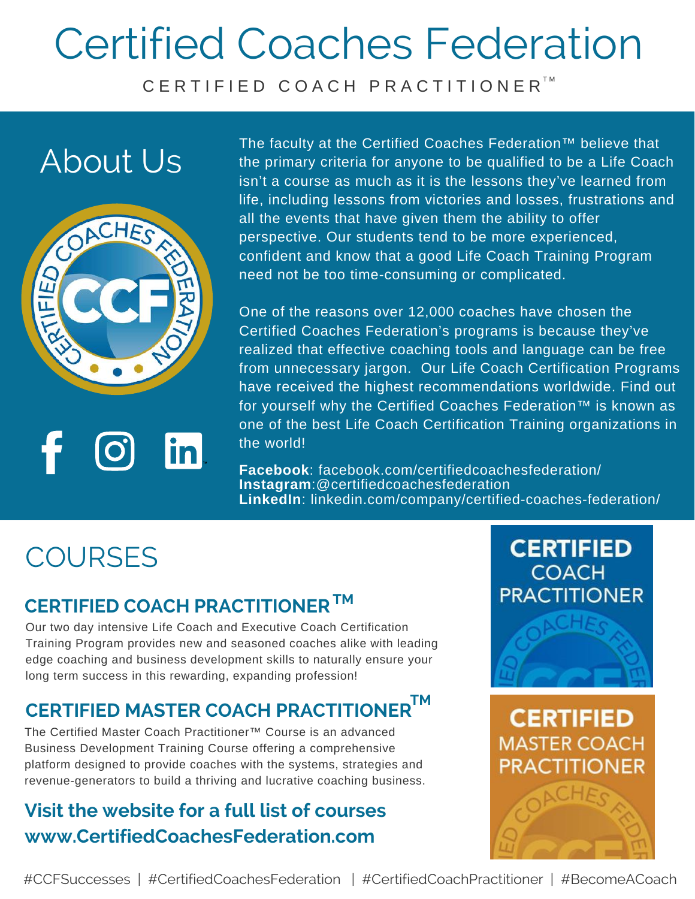# Certified Coaches Federation

CERTIFIED COACH PRACTITIONER™

## About Us

The faculty at the Certified Coaches Federation™ believe that the primary criteria for anyone to be qualified to be a Life Coach isn't a course as much as it is the lessons they've learned from life, including lessons from victories and losses, frustrations and all the events that have given them the ability to offer perspective. Our students tend to be more experienced, confident and know that a good Life Coach Training Program need not be too time-consuming or complicated.

One of the reasons over 12,000 coaches have chosen the Certified Coaches Federation's programs is because they've realized that effective coaching tools and language can be free from unnecessary jargon.  Our Life Coach Certification Programs have received the highest recommendations worldwide. Find out for yourself why the Certified Coaches Federation™ is known as one of the best Life Coach Certification Training organizations in the world!

**Facebook**: facebook.com/certifiedcoachesfederation/
**Instagram**:@certifiedcoachesfederation
**LinkedIn**: linkedin.com/company/certified-coaches-federation/

## COURSES

### CERTIFIED COACH PRACTITIONER™

Our two day intensive Life Coach and Executive Coach Certification Training Program provides new and seasoned coaches alike with leading edge coaching and business development skills to naturally ensure your long term success in this rewarding, expanding profession!

### CERTIFIED MASTER COACH PRACTITIONER™

The Certified Master Coach Practitioner™ Course is an advanced Business Development Training Course offering a comprehensive platform designed to provide coaches with the systems, strategies and revenue-generators to build a thriving and lucrative coaching business.

### Visit the website for a full list of courses www.CertifiedCoachesFederation.com

CERTIFIED COACH PRACTITIONER

CERTIFIED MASTER COACH PRACTITIONER

#CCFSuccesses | #CertifiedCoachesFederation | #CertifiedCoachPractitioner | #BecomeACoach